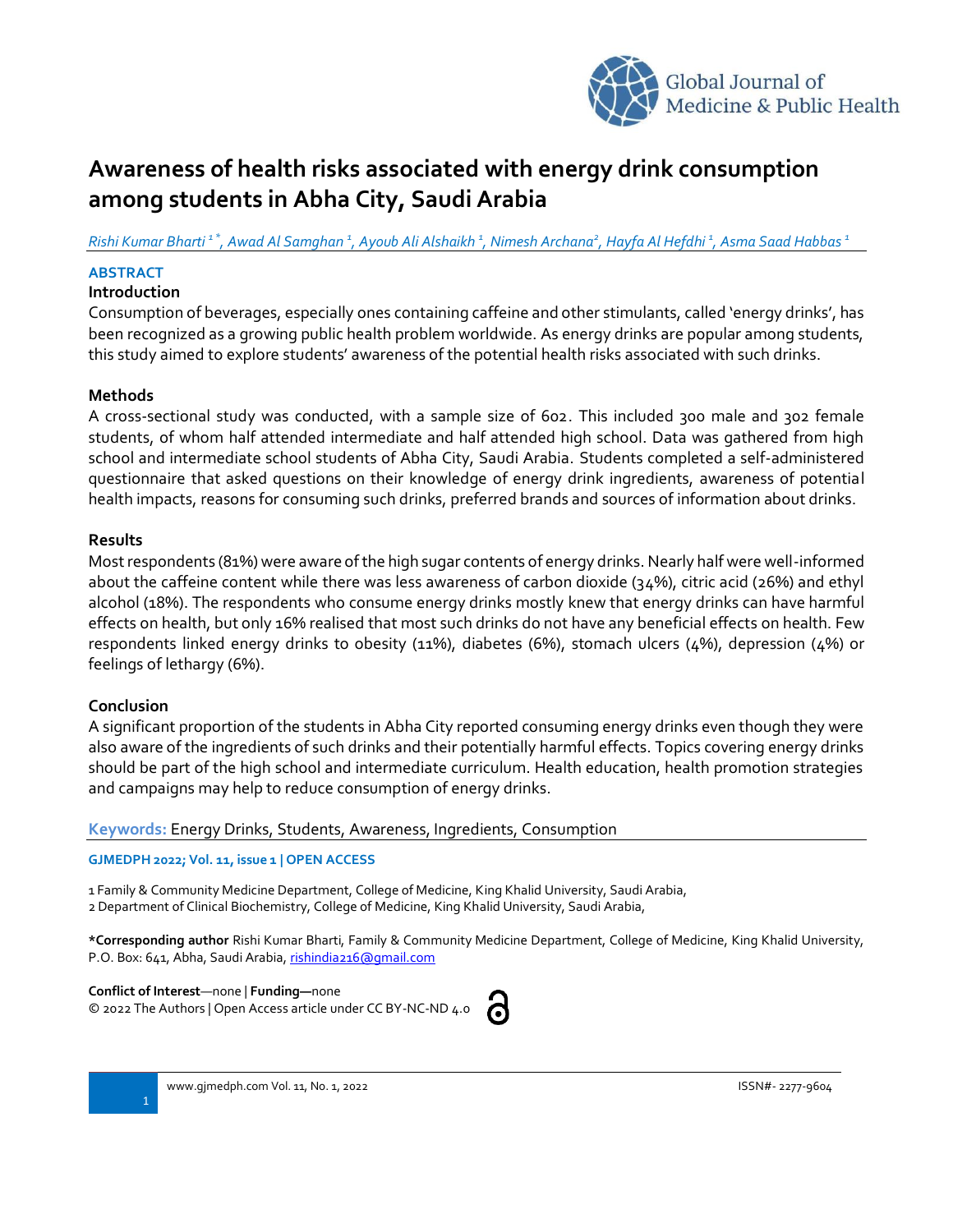# Awareness of health risks associated with energy drink consumption among students in Abha City, Saudi Arabia

*Rishi Kumar Bharti [1*], Awad Al Samghan [1], Ayoub Ali Alshaikh [1], Nimesh Archana[2], Hayfa Al Hefdhi [1], Asma Saad Habbas [1]*

## ABSTRACT

### Introduction

Consumption of beverages, especially ones containing caffeine and other stimulants, called 'energy drinks', has been recognized as a growing public health problem worldwide. As energy drinks are popular among students, this study aimed to explore students' awareness of the potential health risks associated with such drinks.

### Methods

A cross-sectional study was conducted, with a sample size of 602. This included 300 male and 302 female students, of whom half attended intermediate and half attended high school. Data was gathered from high school and intermediate school students of Abha City, Saudi Arabia. Students completed a self-administered questionnaire that asked questions on their knowledge of energy drink ingredients, awareness of potential health impacts, reasons for consuming such drinks, preferred brands and sources of information about drinks.

### Results

Most respondents (81%) were aware of the high sugar contents of energy drinks. Nearly half were well-informed about the caffeine content while there was less awareness of carbon dioxide (34%), citric acid (26%) and ethyl alcohol (18%). The respondents who consume energy drinks mostly knew that energy drinks can have harmful effects on health, but only 16% realised that most such drinks do not have any beneficial effects on health. Few respondents linked energy drinks to obesity (11%), diabetes (6%), stomach ulcers (4%), depression (4%) or feelings of lethargy (6%).

### Conclusion

A significant proportion of the students in Abha City reported consuming energy drinks even though they were also aware of the ingredients of such drinks and their potentially harmful effects. Topics covering energy drinks should be part of the high school and intermediate curriculum. Health education, health promotion strategies and campaigns may help to reduce consumption of energy drinks.

**Keywords:** Energy Drinks, Students, Awareness, Ingredients, Consumption

**GJMEDPH 2022; Vol. 11, issue 1 | OPEN ACCESS**

1 Family & Community Medicine Department, College of Medicine, King Khalid University, Saudi Arabia,
2 Department of Clinical Biochemistry, College of Medicine, King Khalid University, Saudi Arabia,

**\*Corresponding author** Rishi Kumar Bharti, Family & Community Medicine Department, College of Medicine, King Khalid University, P.O. Box: 641, Abha, Saudi Arabia, rishindia216@gmail.com

**Conflict of Interest**—none | **Funding**—none
© 2022 The Authors | Open Access article under CC BY-NC-ND 4.0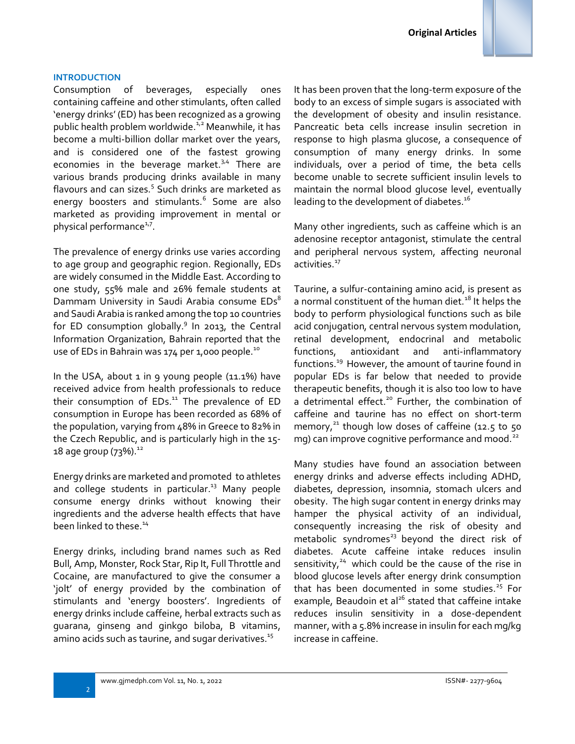## INTRODUCTION

Consumption of beverages, especially ones containing caffeine and other stimulants, often called 'energy drinks' (ED) has been recognized as a growing public health problem worldwide.[1,2] Meanwhile, it has become a multi-billion dollar market over the years, and is considered one of the fastest growing economies in the beverage market.[3,4] There are various brands producing drinks available in many flavours and can sizes.[5] Such drinks are marketed as energy boosters and stimulants.[6] Some are also marketed as providing improvement in mental or physical performance[1,7].

The prevalence of energy drinks use varies according to age group and geographic region. Regionally, EDs are widely consumed in the Middle East. According to one study, 55% male and 26% female students at Dammam University in Saudi Arabia consume EDs[8] and Saudi Arabia is ranked among the top 10 countries for ED consumption globally.[9] In 2013, the Central Information Organization, Bahrain reported that the use of EDs in Bahrain was 174 per 1,000 people.[10]

In the USA, about 1 in 9 young people (11.1%) have received advice from health professionals to reduce their consumption of EDs.[11] The prevalence of ED consumption in Europe has been recorded as 68% of the population, varying from 48% in Greece to 82% in the Czech Republic, and is particularly high in the 15-18 age group (73%).[12]

Energy drinks are marketed and promoted to athletes and college students in particular.[13] Many people consume energy drinks without knowing their ingredients and the adverse health effects that have been linked to these.[14]

Energy drinks, including brand names such as Red Bull, Amp, Monster, Rock Star, Rip It, Full Throttle and Cocaine, are manufactured to give the consumer a 'jolt' of energy provided by the combination of stimulants and 'energy boosters'. Ingredients of energy drinks include caffeine, herbal extracts such as guarana, ginseng and ginkgo biloba, B vitamins, amino acids such as taurine, and sugar derivatives.[15]

It has been proven that the long-term exposure of the body to an excess of simple sugars is associated with the development of obesity and insulin resistance. Pancreatic beta cells increase insulin secretion in response to high plasma glucose, a consequence of consumption of many energy drinks. In some individuals, over a period of time, the beta cells become unable to secrete sufficient insulin levels to maintain the normal blood glucose level, eventually leading to the development of diabetes.[16]

Many other ingredients, such as caffeine which is an adenosine receptor antagonist, stimulate the central and peripheral nervous system, affecting neuronal activities.[17]

Taurine, a sulfur-containing amino acid, is present as a normal constituent of the human diet.[18] It helps the body to perform physiological functions such as bile acid conjugation, central nervous system modulation, retinal development, endocrinal and metabolic functions, antioxidant and anti-inflammatory functions.[19] However, the amount of taurine found in popular EDs is far below that needed to provide therapeutic benefits, though it is also too low to have a detrimental effect.[20] Further, the combination of caffeine and taurine has no effect on short-term memory,[21] though low doses of caffeine (12.5 to 50 mg) can improve cognitive performance and mood.[22]

Many studies have found an association between energy drinks and adverse effects including ADHD, diabetes, depression, insomnia, stomach ulcers and obesity. The high sugar content in energy drinks may hamper the physical activity of an individual, consequently increasing the risk of obesity and metabolic syndromes[23] beyond the direct risk of diabetes. Acute caffeine intake reduces insulin sensitivity,[24] which could be the cause of the rise in blood glucose levels after energy drink consumption that has been documented in some studies.[25] For example, Beaudoin et al[26] stated that caffeine intake reduces insulin sensitivity in a dose-dependent manner, with a 5.8% increase in insulin for each mg/kg increase in caffeine.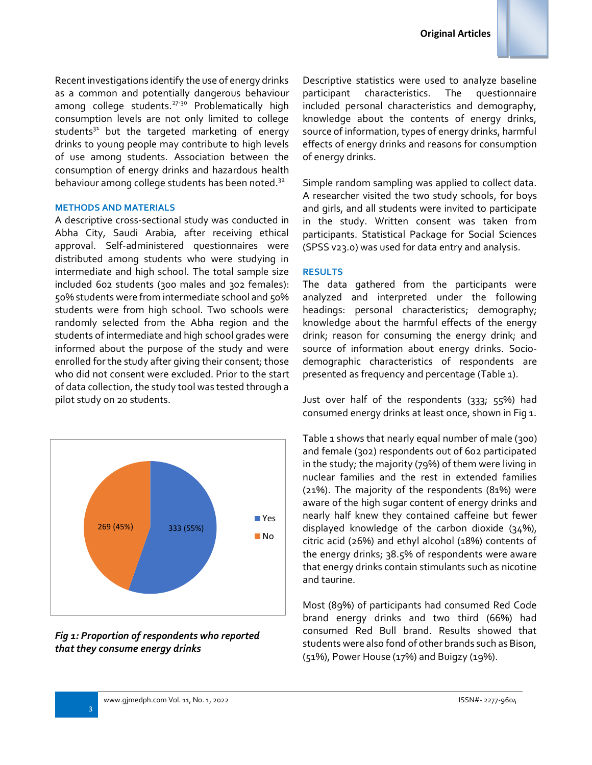Recent investigations identify the use of energy drinks as a common and potentially dangerous behaviour among college students.[27-30] Problematically high consumption levels are not only limited to college students[31] but the targeted marketing of energy drinks to young people may contribute to high levels of use among students. Association between the consumption of energy drinks and hazardous health behaviour among college students has been noted.[32]

## METHODS AND MATERIALS

A descriptive cross-sectional study was conducted in Abha City, Saudi Arabia, after receiving ethical approval. Self-administered questionnaires were distributed among students who were studying in intermediate and high school. The total sample size included 602 students (300 males and 302 females): 50% students were from intermediate school and 50% students were from high school. Two schools were randomly selected from the Abha region and the students of intermediate and high school grades were informed about the purpose of the study and were enrolled for the study after giving their consent; those who did not consent were excluded. Prior to the start of data collection, the study tool was tested through a pilot study on 20 students.

Yes: 333 (55%)
No: 269 (45%)

*Fig 1: Proportion of respondents who reported that they consume energy drinks*

Descriptive statistics were used to analyze baseline participant characteristics. The questionnaire included personal characteristics and demography, knowledge about the contents of energy drinks, source of information, types of energy drinks, harmful effects of energy drinks and reasons for consumption of energy drinks.

Simple random sampling was applied to collect data. A researcher visited the two study schools, for boys and girls, and all students were invited to participate in the study. Written consent was taken from participants. Statistical Package for Social Sciences (SPSS v23.0) was used for data entry and analysis.

## RESULTS

The data gathered from the participants were analyzed and interpreted under the following headings: personal characteristics; demography; knowledge about the harmful effects of the energy drink; reason for consuming the energy drink; and source of information about energy drinks. Socio-demographic characteristics of respondents are presented as frequency and percentage (Table 1).

Just over half of the respondents (333; 55%) had consumed energy drinks at least once, shown in Fig 1.

Table 1 shows that nearly equal number of male (300) and female (302) respondents out of 602 participated in the study; the majority (79%) of them were living in nuclear families and the rest in extended families (21%). The majority of the respondents (81%) were aware of the high sugar content of energy drinks and nearly half knew they contained caffeine but fewer displayed knowledge of the carbon dioxide (34%), citric acid (26%) and ethyl alcohol (18%) contents of the energy drinks; 38.5% of respondents were aware that energy drinks contain stimulants such as nicotine and taurine.

Most (89%) of participants had consumed Red Code brand energy drinks and two third (66%) had consumed Red Bull brand. Results showed that students were also fond of other brands such as Bison, (51%), Power House (17%) and Buigzy (19%).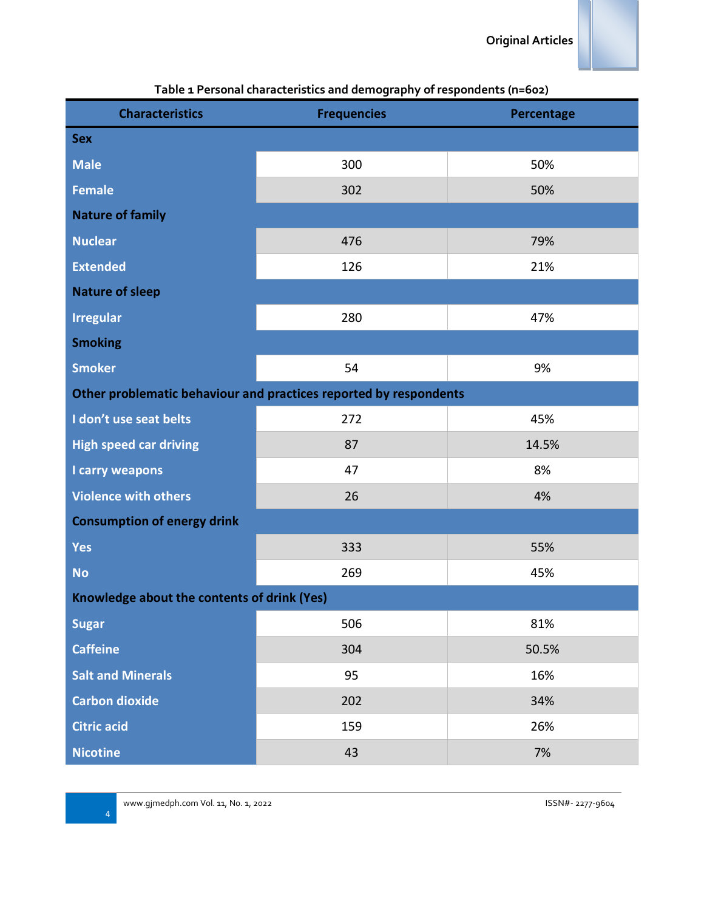**Table 1 Personal characteristics and demography of respondents (n=602)**

| Characteristics | Frequencies | Percentage |
|---|---|---|
| **Sex** | | |
| Male | 300 | 50% |
| Female | 302 | 50% |
| **Nature of family** | | |
| Nuclear | 476 | 79% |
| Extended | 126 | 21% |
| **Nature of sleep** | | |
| Irregular | 280 | 47% |
| **Smoking** | | |
| Smoker | 54 | 9% |
| **Other problematic behaviour and practices reported by respondents** | | |
| I don't use seat belts | 272 | 45% |
| High speed car driving | 87 | 14.5% |
| I carry weapons | 47 | 8% |
| Violence with others | 26 | 4% |
| **Consumption of energy drink** | | |
| Yes | 333 | 55% |
| No | 269 | 45% |
| **Knowledge about the contents of drink (Yes)** | | |
| Sugar | 506 | 81% |
| Caffeine | 304 | 50.5% |
| Salt and Minerals | 95 | 16% |
| Carbon dioxide | 202 | 34% |
| Citric acid | 159 | 26% |
| Nicotine | 43 | 7% |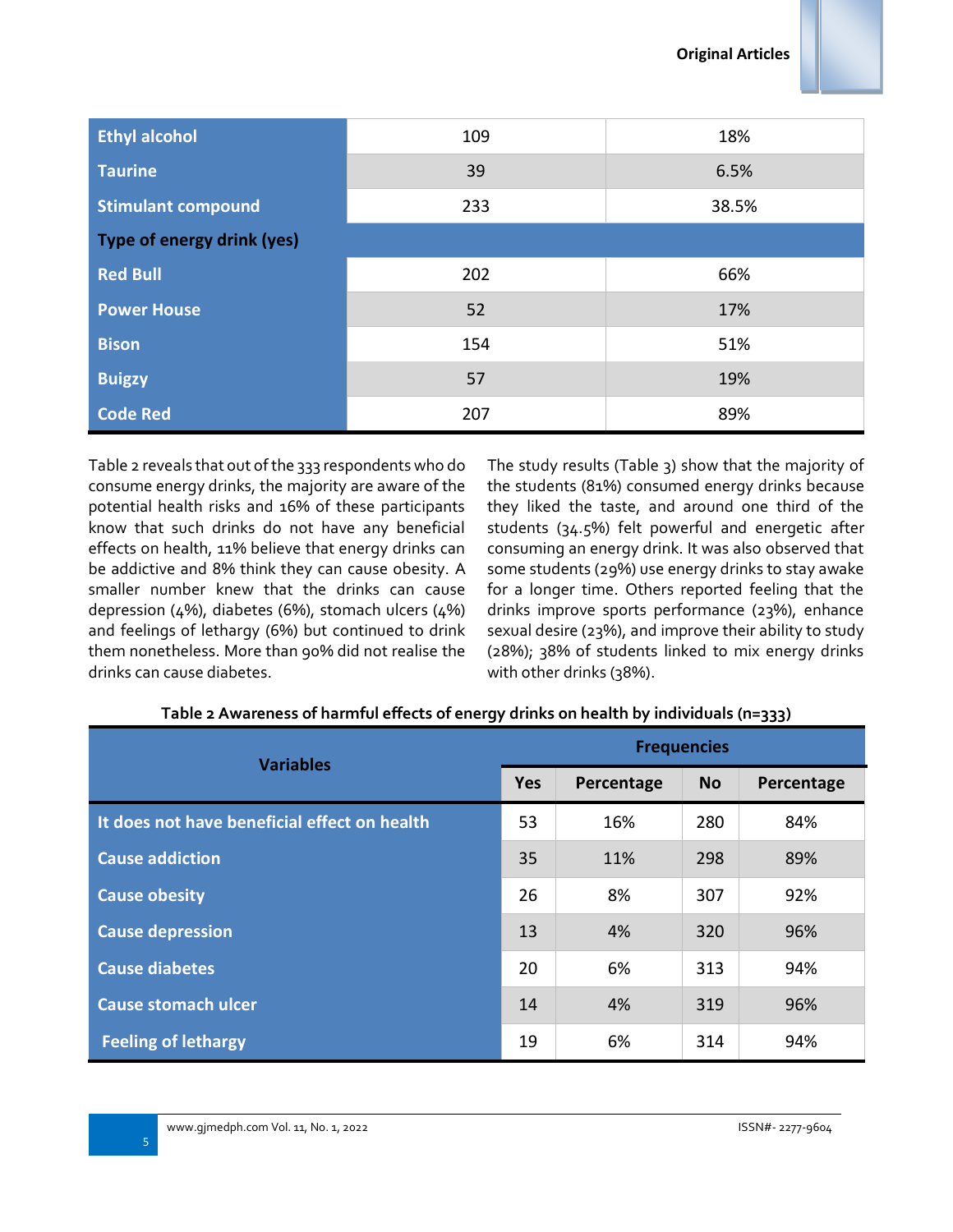| Ethyl alcohol | 109 | 18% |
|---|---|---|
| Taurine | 39 | 6.5% |
| Stimulant compound | 233 | 38.5% |
| **Type of energy drink (yes)** | | |
| Red Bull | 202 | 66% |
| Power House | 52 | 17% |
| Bison | 154 | 51% |
| Buigzy | 57 | 19% |
| Code Red | 207 | 89% |

Table 2 reveals that out of the 333 respondents who do consume energy drinks, the majority are aware of the potential health risks and 16% of these participants know that such drinks do not have any beneficial effects on health, 11% believe that energy drinks can be addictive and 8% think they can cause obesity. A smaller number knew that the drinks can cause depression (4%), diabetes (6%), stomach ulcers (4%) and feelings of lethargy (6%) but continued to drink them nonetheless. More than 90% did not realise the drinks can cause diabetes.

The study results (Table 3) show that the majority of the students (81%) consumed energy drinks because they liked the taste, and around one third of the students (34.5%) felt powerful and energetic after consuming an energy drink. It was also observed that some students (29%) use energy drinks to stay awake for a longer time. Others reported feeling that the drinks improve sports performance (23%), enhance sexual desire (23%), and improve their ability to study (28%); 38% of students linked to mix energy drinks with other drinks (38%).

**Table 2 Awareness of harmful effects of energy drinks on health by individuals (n=333)**

| Variables | Frequencies | | | |
|---|---|---|---|---|
| | Yes | Percentage | No | Percentage |
| It does not have beneficial effect on health | 53 | 16% | 280 | 84% |
| Cause addiction | 35 | 11% | 298 | 89% |
| Cause obesity | 26 | 8% | 307 | 92% |
| Cause depression | 13 | 4% | 320 | 96% |
| Cause diabetes | 20 | 6% | 313 | 94% |
| Cause stomach ulcer | 14 | 4% | 319 | 96% |
| Feeling of lethargy | 19 | 6% | 314 | 94% |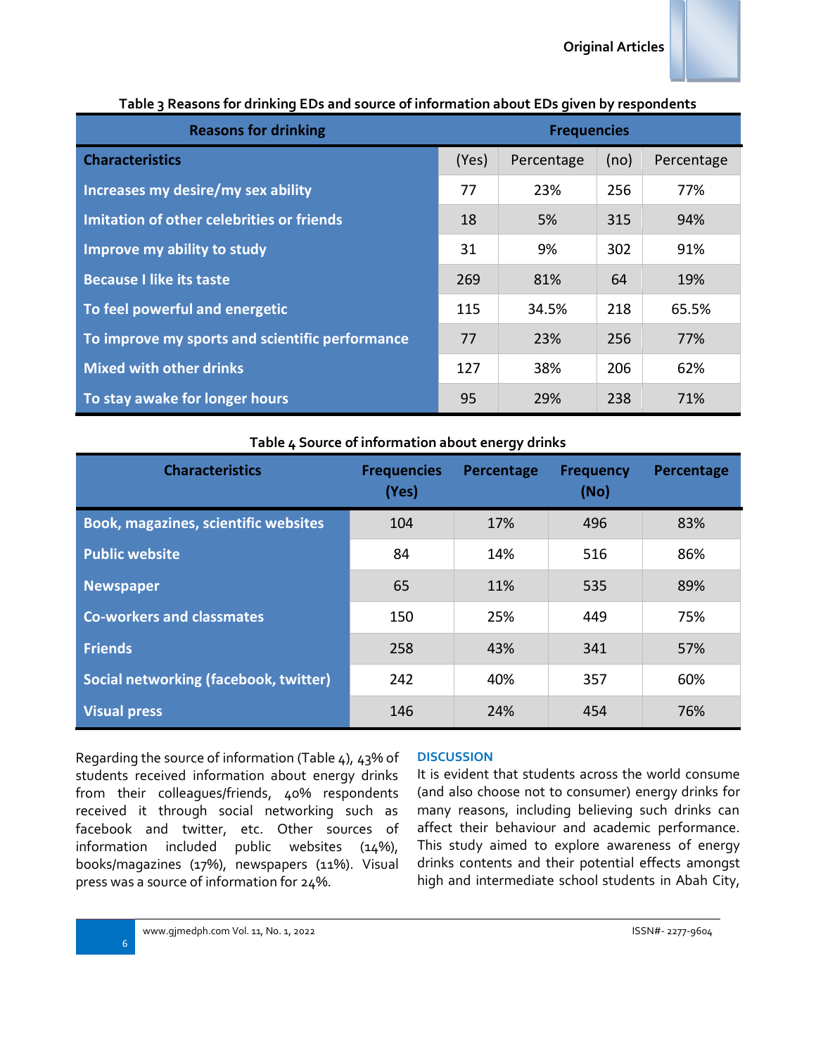Table 3 Reasons for drinking EDs and source of information about EDs given by respondents

| Reasons for drinking | Frequencies | | | |
|---|---|---|---|---|
| **Characteristics** | (Yes) | Percentage | (no) | Percentage |
| **Increases my desire/my sex ability** | 77 | 23% | 256 | 77% |
| **Imitation of other celebrities or friends** | 18 | 5% | 315 | 94% |
| **Improve my ability to study** | 31 | 9% | 302 | 91% |
| **Because I like its taste** | 269 | 81% | 64 | 19% |
| **To feel powerful and energetic** | 115 | 34.5% | 218 | 65.5% |
| **To improve my sports and scientific performance** | 77 | 23% | 256 | 77% |
| **Mixed with other drinks** | 127 | 38% | 206 | 62% |
| **To stay awake for longer hours** | 95 | 29% | 238 | 71% |

Table 4 Source of information about energy drinks

| Characteristics | Frequencies (Yes) | Percentage | Frequency (No) | Percentage |
|---|---|---|---|---|
| **Book, magazines, scientific websites** | 104 | 17% | 496 | 83% |
| **Public website** | 84 | 14% | 516 | 86% |
| **Newspaper** | 65 | 11% | 535 | 89% |
| **Co-workers and classmates** | 150 | 25% | 449 | 75% |
| **Friends** | 258 | 43% | 341 | 57% |
| **Social networking (facebook, twitter)** | 242 | 40% | 357 | 60% |
| **Visual press** | 146 | 24% | 454 | 76% |

Regarding the source of information (Table 4), 43% of students received information about energy drinks from their colleagues/friends, 40% respondents received it through social networking such as facebook and twitter, etc. Other sources of information included public websites (14%), books/magazines (17%), newspapers (11%). Visual press was a source of information for 24%.

## DISCUSSION

It is evident that students across the world consume (and also choose not to consumer) energy drinks for many reasons, including believing such drinks can affect their behaviour and academic performance. This study aimed to explore awareness of energy drinks contents and their potential effects amongst high and intermediate school students in Abah City,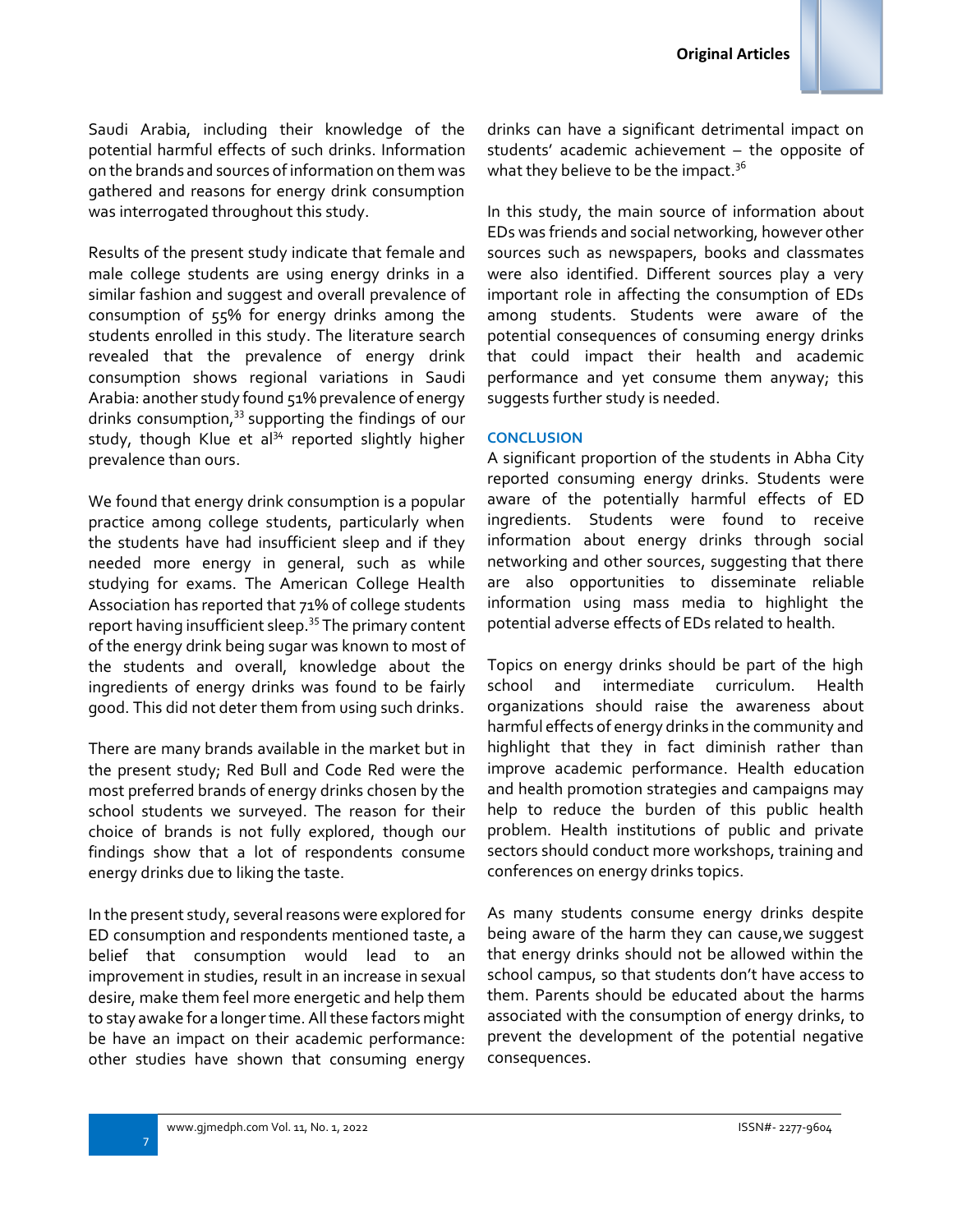Saudi Arabia, including their knowledge of the potential harmful effects of such drinks. Information on the brands and sources of information on them was gathered and reasons for energy drink consumption was interrogated throughout this study.

Results of the present study indicate that female and male college students are using energy drinks in a similar fashion and suggest and overall prevalence of consumption of 55% for energy drinks among the students enrolled in this study. The literature search revealed that the prevalence of energy drink consumption shows regional variations in Saudi Arabia: another study found 51% prevalence of energy drinks consumption,[33] supporting the findings of our study, though Klue et al[34] reported slightly higher prevalence than ours.

We found that energy drink consumption is a popular practice among college students, particularly when the students have had insufficient sleep and if they needed more energy in general, such as while studying for exams. The American College Health Association has reported that 71% of college students report having insufficient sleep.[35] The primary content of the energy drink being sugar was known to most of the students and overall, knowledge about the ingredients of energy drinks was found to be fairly good. This did not deter them from using such drinks.

There are many brands available in the market but in the present study; Red Bull and Code Red were the most preferred brands of energy drinks chosen by the school students we surveyed. The reason for their choice of brands is not fully explored, though our findings show that a lot of respondents consume energy drinks due to liking the taste.

In the present study, several reasons were explored for ED consumption and respondents mentioned taste, a belief that consumption would lead to an improvement in studies, result in an increase in sexual desire, make them feel more energetic and help them to stay awake for a longer time. All these factors might be have an impact on their academic performance: other studies have shown that consuming energy drinks can have a significant detrimental impact on students' academic achievement – the opposite of what they believe to be the impact.[36]

In this study, the main source of information about EDs was friends and social networking, however other sources such as newspapers, books and classmates were also identified. Different sources play a very important role in affecting the consumption of EDs among students. Students were aware of the potential consequences of consuming energy drinks that could impact their health and academic performance and yet consume them anyway; this suggests further study is needed.

## CONCLUSION

A significant proportion of the students in Abha City reported consuming energy drinks. Students were aware of the potentially harmful effects of ED ingredients. Students were found to receive information about energy drinks through social networking and other sources, suggesting that there are also opportunities to disseminate reliable information using mass media to highlight the potential adverse effects of EDs related to health.

Topics on energy drinks should be part of the high school and intermediate curriculum. Health organizations should raise the awareness about harmful effects of energy drinks in the community and highlight that they in fact diminish rather than improve academic performance. Health education and health promotion strategies and campaigns may help to reduce the burden of this public health problem. Health institutions of public and private sectors should conduct more workshops, training and conferences on energy drinks topics.

As many students consume energy drinks despite being aware of the harm they can cause,we suggest that energy drinks should not be allowed within the school campus, so that students don't have access to them. Parents should be educated about the harms associated with the consumption of energy drinks, to prevent the development of the potential negative consequences.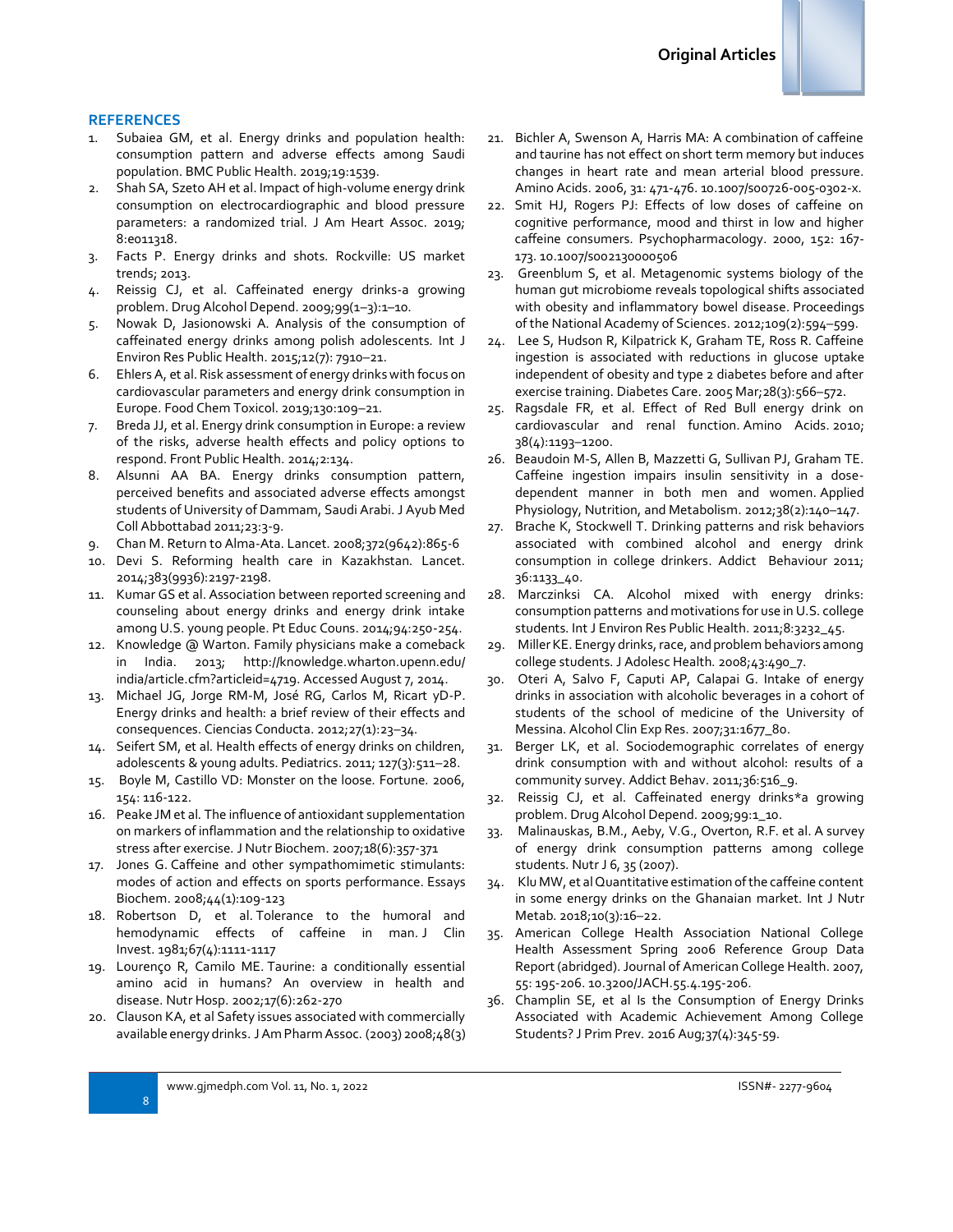## REFERENCES

1. Subaiea GM, et al. Energy drinks and population health: consumption pattern and adverse effects among Saudi population. BMC Public Health. 2019;19:1539.
2. Shah SA, Szeto AH et al. Impact of high-volume energy drink consumption on electrocardiographic and blood pressure parameters: a randomized trial. J Am Heart Assoc. 2019; 8:e011318.
3. Facts P. Energy drinks and shots. Rockville: US market trends; 2013.
4. Reissig CJ, et al. Caffeinated energy drinks-a growing problem. Drug Alcohol Depend. 2009;99(1–3):1–10.
5. Nowak D, Jasionowski A. Analysis of the consumption of caffeinated energy drinks among polish adolescents. Int J Environ Res Public Health. 2015;12(7): 7910–21.
6. Ehlers A, et al. Risk assessment of energy drinks with focus on cardiovascular parameters and energy drink consumption in Europe. Food Chem Toxicol. 2019;130:109–21.
7. Breda JJ, et al. Energy drink consumption in Europe: a review of the risks, adverse health effects and policy options to respond. Front Public Health. 2014;2:134.
8. Alsunni AA BA. Energy drinks consumption pattern, perceived benefits and associated adverse effects amongst students of University of Dammam, Saudi Arabi. J Ayub Med Coll Abbottabad 2011;23:3-9.
9. Chan M. Return to Alma-Ata. Lancet. 2008;372(9642):865-6
10. Devi S. Reforming health care in Kazakhstan. Lancet. 2014;383(9936):2197-2198.
11. Kumar GS et al. Association between reported screening and counseling about energy drinks and energy drink intake among U.S. young people. Pt Educ Couns. 2014;94:250-254.
12. Knowledge @ Warton. Family physicians make a comeback in India. 2013; http://knowledge.wharton.upenn.edu/india/article.cfm?articleid=4719. Accessed August 7, 2014.
13. Michael JG, Jorge RM-M, José RG, Carlos M, Ricart yD-P. Energy drinks and health: a brief review of their effects and consequences. Ciencias Conducta. 2012;27(1):23–34.
14. Seifert SM, et al. Health effects of energy drinks on children, adolescents & young adults. Pediatrics. 2011; 127(3):511–28.
15. Boyle M, Castillo VD: Monster on the loose. Fortune. 2006, 154: 116-122.
16. Peake JM et al. The influence of antioxidant supplementation on markers of inflammation and the relationship to oxidative stress after exercise. J Nutr Biochem. 2007;18(6):357-371
17. Jones G. Caffeine and other sympathomimetic stimulants: modes of action and effects on sports performance. Essays Biochem. 2008;44(1):109-123
18. Robertson D, et al. Tolerance to the humoral and hemodynamic effects of caffeine in man. J Clin Invest. 1981;67(4):1111-1117
19. Lourenço R, Camilo ME. Taurine: a conditionally essential amino acid in humans? An overview in health and disease. Nutr Hosp. 2002;17(6):262-270
20. Clauson KA, et al Safety issues associated with commercially available energy drinks. J Am Pharm Assoc. (2003) 2008;48(3)
21. Bichler A, Swenson A, Harris MA: A combination of caffeine and taurine has not effect on short term memory but induces changes in heart rate and mean arterial blood pressure. Amino Acids. 2006, 31: 471-476. 10.1007/s00726-005-0302-x.
22. Smit HJ, Rogers PJ: Effects of low doses of caffeine on cognitive performance, mood and thirst in low and higher caffeine consumers. Psychopharmacology. 2000, 152: 167-173. 10.1007/s002130000506
23. Greenblum S, et al. Metagenomic systems biology of the human gut microbiome reveals topological shifts associated with obesity and inflammatory bowel disease. Proceedings of the National Academy of Sciences. 2012;109(2):594–599.
24. Lee S, Hudson R, Kilpatrick K, Graham TE, Ross R. Caffeine ingestion is associated with reductions in glucose uptake independent of obesity and type 2 diabetes before and after exercise training. Diabetes Care. 2005 Mar;28(3):566–572.
25. Ragsdale FR, et al. Effect of Red Bull energy drink on cardiovascular and renal function. Amino Acids. 2010; 38(4):1193–1200.
26. Beaudoin M-S, Allen B, Mazzetti G, Sullivan PJ, Graham TE. Caffeine ingestion impairs insulin sensitivity in a dose-dependent manner in both men and women. Applied Physiology, Nutrition, and Metabolism. 2012;38(2):140–147.
27. Brache K, Stockwell T. Drinking patterns and risk behaviors associated with combined alcohol and energy drink consumption in college drinkers. Addict Behaviour 2011; 36:1133_40.
28. Marczinksi CA. Alcohol mixed with energy drinks: consumption patterns and motivations for use in U.S. college students. Int J Environ Res Public Health. 2011;8:3232_45.
29. Miller KE. Energy drinks, race, and problem behaviors among college students. J Adolesc Health. 2008;43:490_7.
30. Oteri A, Salvo F, Caputi AP, Calapai G. Intake of energy drinks in association with alcoholic beverages in a cohort of students of the school of medicine of the University of Messina. Alcohol Clin Exp Res. 2007;31:1677_80.
31. Berger LK, et al. Sociodemographic correlates of energy drink consumption with and without alcohol: results of a community survey. Addict Behav. 2011;36:516_9.
32. Reissig CJ, et al. Caffeinated energy drinks*a growing problem. Drug Alcohol Depend. 2009;99:1_10.
33. Malinauskas, B.M., Aeby, V.G., Overton, R.F. et al. A survey of energy drink consumption patterns among college students. Nutr J 6, 35 (2007).
34. Klu MW, et al Quantitative estimation of the caffeine content in some energy drinks on the Ghanaian market. Int J Nutr Metab. 2018;10(3):16–22.
35. American College Health Association National College Health Assessment Spring 2006 Reference Group Data Report (abridged). Journal of American College Health. 2007, 55: 195-206. 10.3200/JACH.55.4.195-206.
36. Champlin SE, et al Is the Consumption of Energy Drinks Associated with Academic Achievement Among College Students? J Prim Prev. 2016 Aug;37(4):345-59.